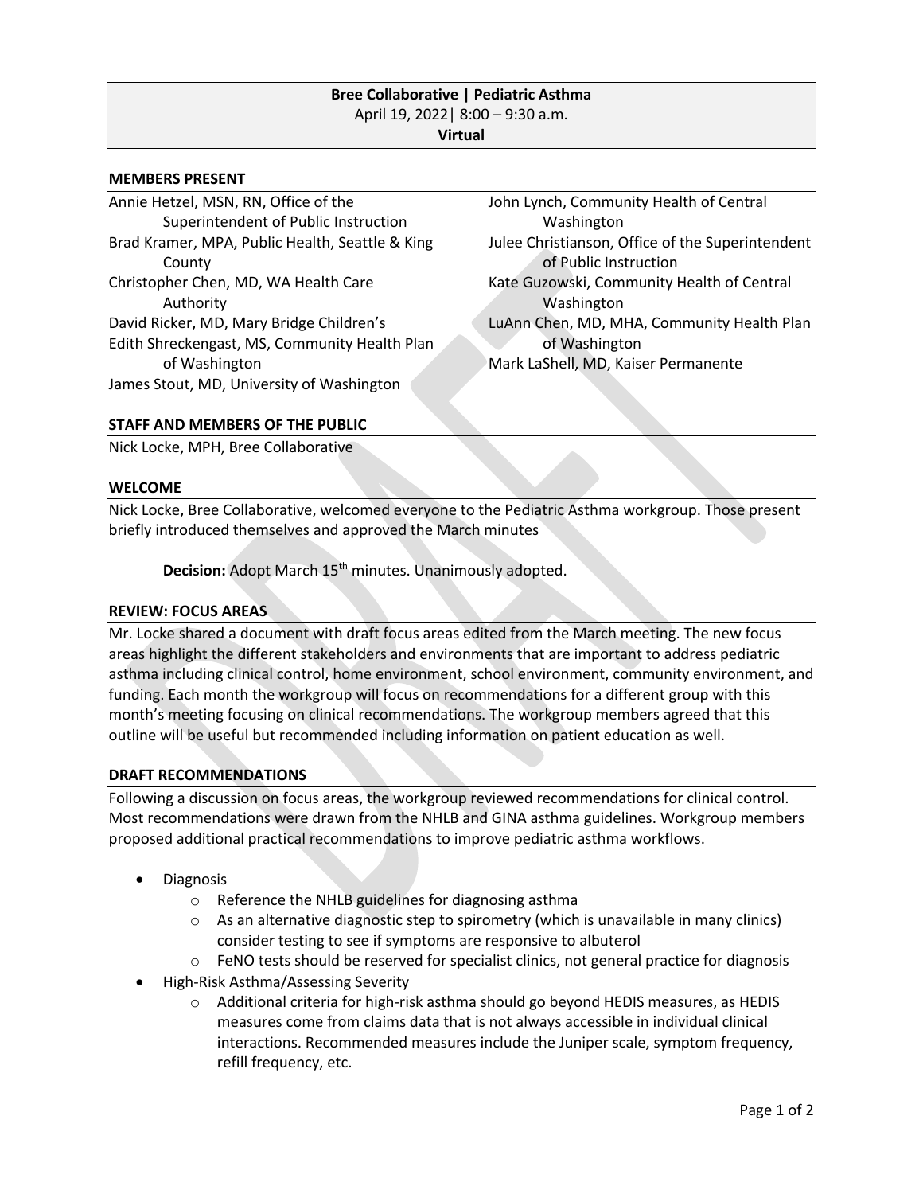**Bree Collaborative | Pediatric Asthma**
April 19, 2022| 8:00 – 9:30 a.m.
**Virtual**

### MEMBERS PRESENT

Annie Hetzel, MSN, RN, Office of the Superintendent of Public Instruction
Brad Kramer, MPA, Public Health, Seattle & King County
Christopher Chen, MD, WA Health Care Authority
David Ricker, MD, Mary Bridge Children's
Edith Shreckengast, MS, Community Health Plan of Washington
James Stout, MD, University of Washington
John Lynch, Community Health of Central Washington
Julee Christianson, Office of the Superintendent of Public Instruction
Kate Guzowski, Community Health of Central Washington
LuAnn Chen, MD, MHA, Community Health Plan of Washington
Mark LaShell, MD, Kaiser Permanente

### STAFF AND MEMBERS OF THE PUBLIC

Nick Locke, MPH, Bree Collaborative

### WELCOME

Nick Locke, Bree Collaborative, welcomed everyone to the Pediatric Asthma workgroup. Those present briefly introduced themselves and approved the March minutes

**Decision:** Adopt March 15th minutes. Unanimously adopted.

### REVIEW: FOCUS AREAS

Mr. Locke shared a document with draft focus areas edited from the March meeting. The new focus areas highlight the different stakeholders and environments that are important to address pediatric asthma including clinical control, home environment, school environment, community environment, and funding. Each month the workgroup will focus on recommendations for a different group with this month's meeting focusing on clinical recommendations. The workgroup members agreed that this outline will be useful but recommended including information on patient education as well.

### DRAFT RECOMMENDATIONS

Following a discussion on focus areas, the workgroup reviewed recommendations for clinical control. Most recommendations were drawn from the NHLB and GINA asthma guidelines. Workgroup members proposed additional practical recommendations to improve pediatric asthma workflows.

- Diagnosis
  - Reference the NHLB guidelines for diagnosing asthma
  - As an alternative diagnostic step to spirometry (which is unavailable in many clinics) consider testing to see if symptoms are responsive to albuterol
  - FeNO tests should be reserved for specialist clinics, not general practice for diagnosis
- High-Risk Asthma/Assessing Severity
  - Additional criteria for high-risk asthma should go beyond HEDIS measures, as HEDIS measures come from claims data that is not always accessible in individual clinical interactions. Recommended measures include the Juniper scale, symptom frequency, refill frequency, etc.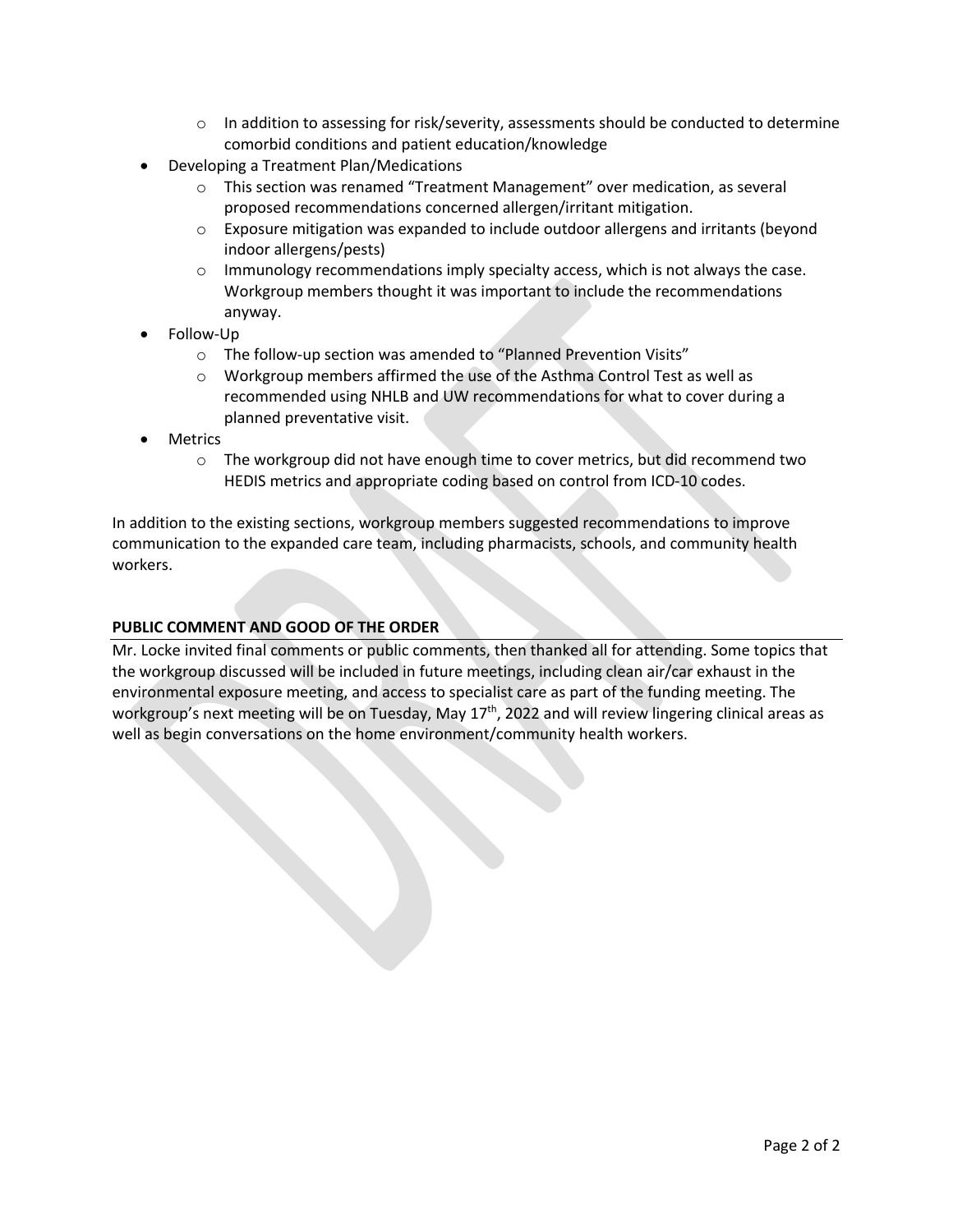- In addition to assessing for risk/severity, assessments should be conducted to determine comorbid conditions and patient education/knowledge
- Developing a Treatment Plan/Medications
    - This section was renamed "Treatment Management" over medication, as several proposed recommendations concerned allergen/irritant mitigation.
    - Exposure mitigation was expanded to include outdoor allergens and irritants (beyond indoor allergens/pests)
    - Immunology recommendations imply specialty access, which is not always the case. Workgroup members thought it was important to include the recommendations anyway.
- Follow-Up
    - The follow-up section was amended to "Planned Prevention Visits"
    - Workgroup members affirmed the use of the Asthma Control Test as well as recommended using NHLB and UW recommendations for what to cover during a planned preventative visit.
- Metrics
    - The workgroup did not have enough time to cover metrics, but did recommend two HEDIS metrics and appropriate coding based on control from ICD-10 codes.

In addition to the existing sections, workgroup members suggested recommendations to improve communication to the expanded care team, including pharmacists, schools, and community health workers.

**PUBLIC COMMENT AND GOOD OF THE ORDER**

Mr. Locke invited final comments or public comments, then thanked all for attending. Some topics that the workgroup discussed will be included in future meetings, including clean air/car exhaust in the environmental exposure meeting, and access to specialist care as part of the funding meeting. The workgroup's next meeting will be on Tuesday, May 17th, 2022 and will review lingering clinical areas as well as begin conversations on the home environment/community health workers.